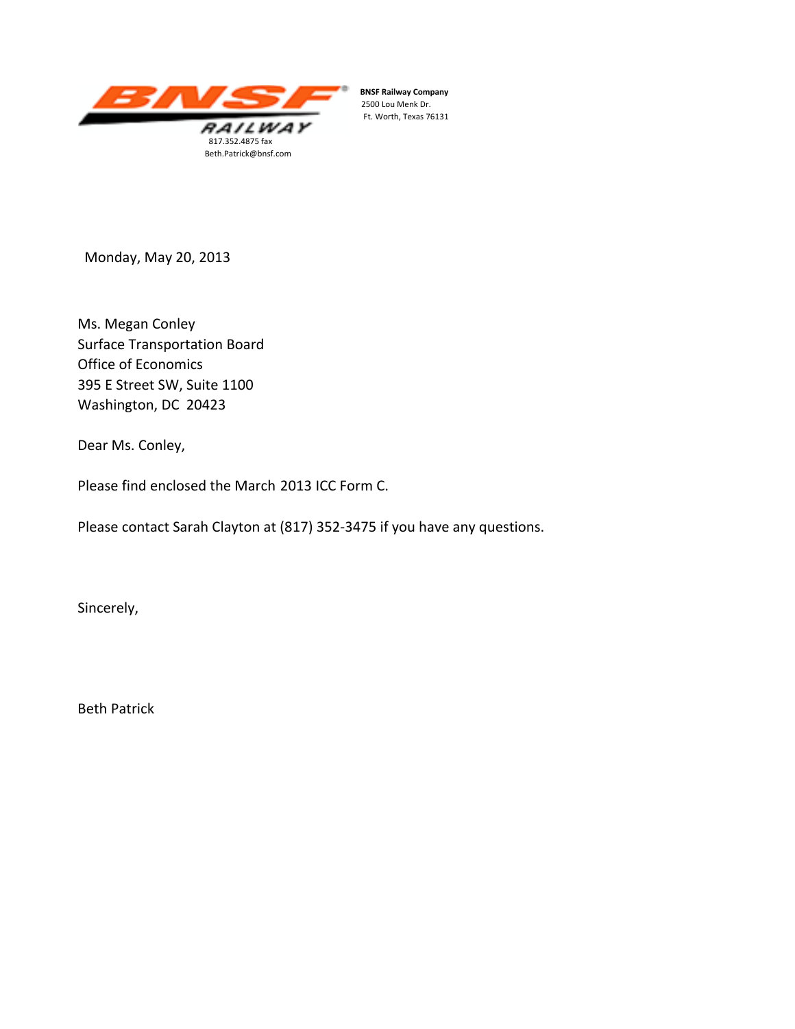**BNSF RAILWAY**

817.352.4875 fax
Beth.Patrick@bnsf.com

**BNSF Railway Company**
2500 Lou Menk Dr.
Ft. Worth, Texas 76131

Monday, May 20, 2013

Ms. Megan Conley
Surface Transportation Board
Office of Economics
395 E Street SW, Suite 1100
Washington, DC 20423

Dear Ms. Conley,

Please find enclosed the March 2013 ICC Form C.

Please contact Sarah Clayton at (817) 352-3475 if you have any questions.

Sincerely,

Beth Patrick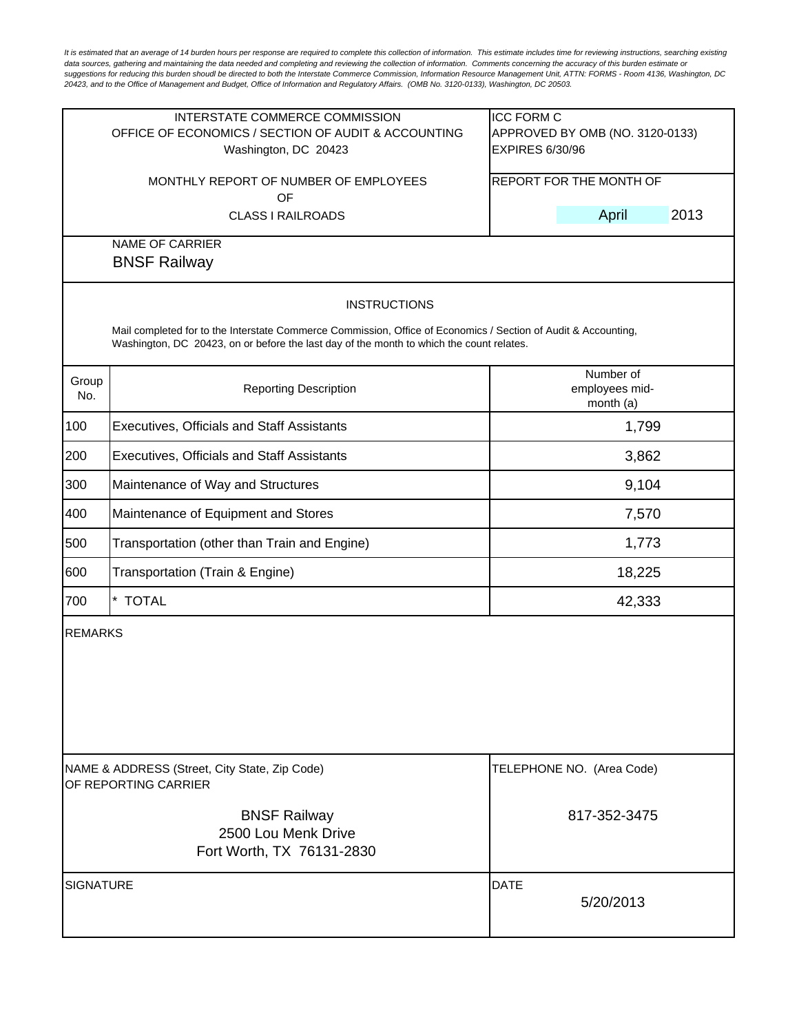*It is estimated that an average of 14 burden hours per response are required to complete this collection of information. This estimate includes time for reviewing instructions, searching existing data sources, gathering and maintaining the data needed and completing and reviewing the collection of information. Comments concerning the accuracy of this burden estimate or suggestions for reducing this burden shoudl be directed to both the Interstate Commerce Commission, Information Resource Management Unit, ATTN: FORMS - Room 4136, Washington, DC 20423, and to the Office of Management and Budget, Office of Information and Regulatory Affairs. (OMB No. 3120-0133), Washington, DC 20503.*

INTERSTATE COMMERCE COMMISSION
OFFICE OF ECONOMICS / SECTION OF AUDIT & ACCOUNTING
Washington, DC 20423

ICC FORM C
APPROVED BY OMB (NO. 3120-0133)
EXPIRES 6/30/96

MONTHLY REPORT OF NUMBER OF EMPLOYEES
OF
CLASS I RAILROADS

REPORT FOR THE MONTH OF
April 2013

NAME OF CARRIER
BNSF Railway

INSTRUCTIONS

Mail completed for to the Interstate Commerce Commission, Office of Economics / Section of Audit & Accounting, Washington, DC 20423, on or before the last day of the month to which the count relates.

| Group No. | Reporting Description | Number of employees mid-month (a) |
|---|---|---|
| 100 | Executives, Officials and Staff Assistants | 1,799 |
| 200 | Executives, Officials and Staff Assistants | 3,862 |
| 300 | Maintenance of Way and Structures | 9,104 |
| 400 | Maintenance of Equipment and Stores | 7,570 |
| 500 | Transportation (other than Train and Engine) | 1,773 |
| 600 | Transportation (Train & Engine) | 18,225 |
| 700 | * TOTAL | 42,333 |

REMARKS

NAME & ADDRESS (Street, City State, Zip Code)
OF REPORTING CARRIER

BNSF Railway
2500 Lou Menk Drive
Fort Worth, TX 76131-2830

TELEPHONE NO. (Area Code)
817-352-3475

SIGNATURE

DATE
5/20/2013